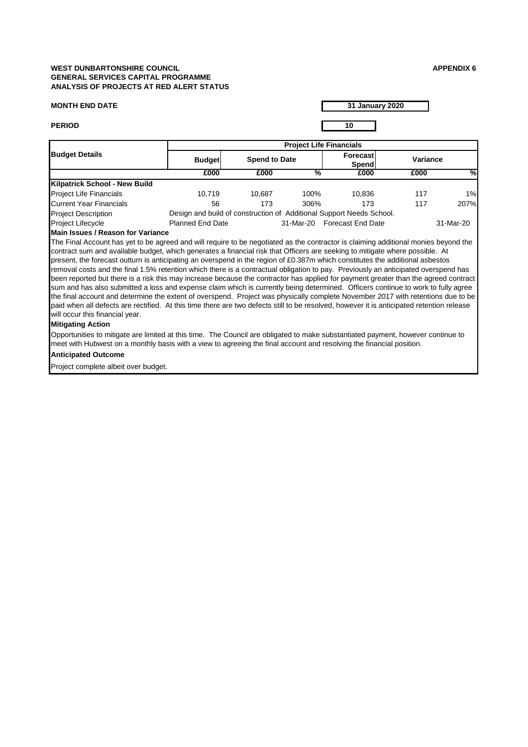**WEST DUNBARTONSHIRE COUNCIL**
**GENERAL SERVICES CAPITAL PROGRAMME**
**ANALYSIS OF PROJECTS AT RED ALERT STATUS**

**APPENDIX 6**

**MONTH END DATE** **31 January 2020**

**PERIOD** **10**

| Budget Details | Project Life Financials | | | | | |
|---|---|---|---|---|---|---|
| | Budget | Spend to Date | | Forecast Spend | Variance | |
| | £000 | £000 | % | £000 | £000 | % |
| **Kilpatrick School - New Build** | | | | | | |
| Project Life Financials | 10,719 | 10,687 | 100% | 10,836 | 117 | 1% |
| Current Year Financials | 56 | 173 | 306% | 173 | 117 | 207% |
| Project Description | Design and build of construction of Additional Support Needs School. | | | | | |
| Project Lifecycle | Planned End Date | | 31-Mar-20 | Forecast End Date | | 31-Mar-20 |

**Main Issues / Reason for Variance**

The Final Account has yet to be agreed and will require to be negotiated as the contractor is claiming additional monies beyond the contract sum and available budget, which generates a financial risk that Officers are seeking to mitigate where possible. At present, the forecast outturn is anticipating an overspend in the region of £0.387m which constitutes the additional asbestos removal costs and the final 1.5% retention which there is a contractual obligation to pay. Previously an anticipated overspend has been reported but there is a risk this may increase because the contractor has applied for payment greater than the agreed contract sum and has also submitted a loss and expense claim which is currently being determined. Officers continue to work to fully agree the final account and determine the extent of overspend. Project was physically complete November 2017 with retentions due to be paid when all defects are rectified. At this time there are two defects still to be resolved, however it is anticipated retention release will occur this financial year.

**Mitigating Action**

Opportunities to mitigate are limited at this time. The Council are obligated to make substantiated payment, however continue to meet with Hubwest on a monthly basis with a view to agreeing the final account and resolving the financial position.

**Anticipated Outcome**

Project complete albeit over budget.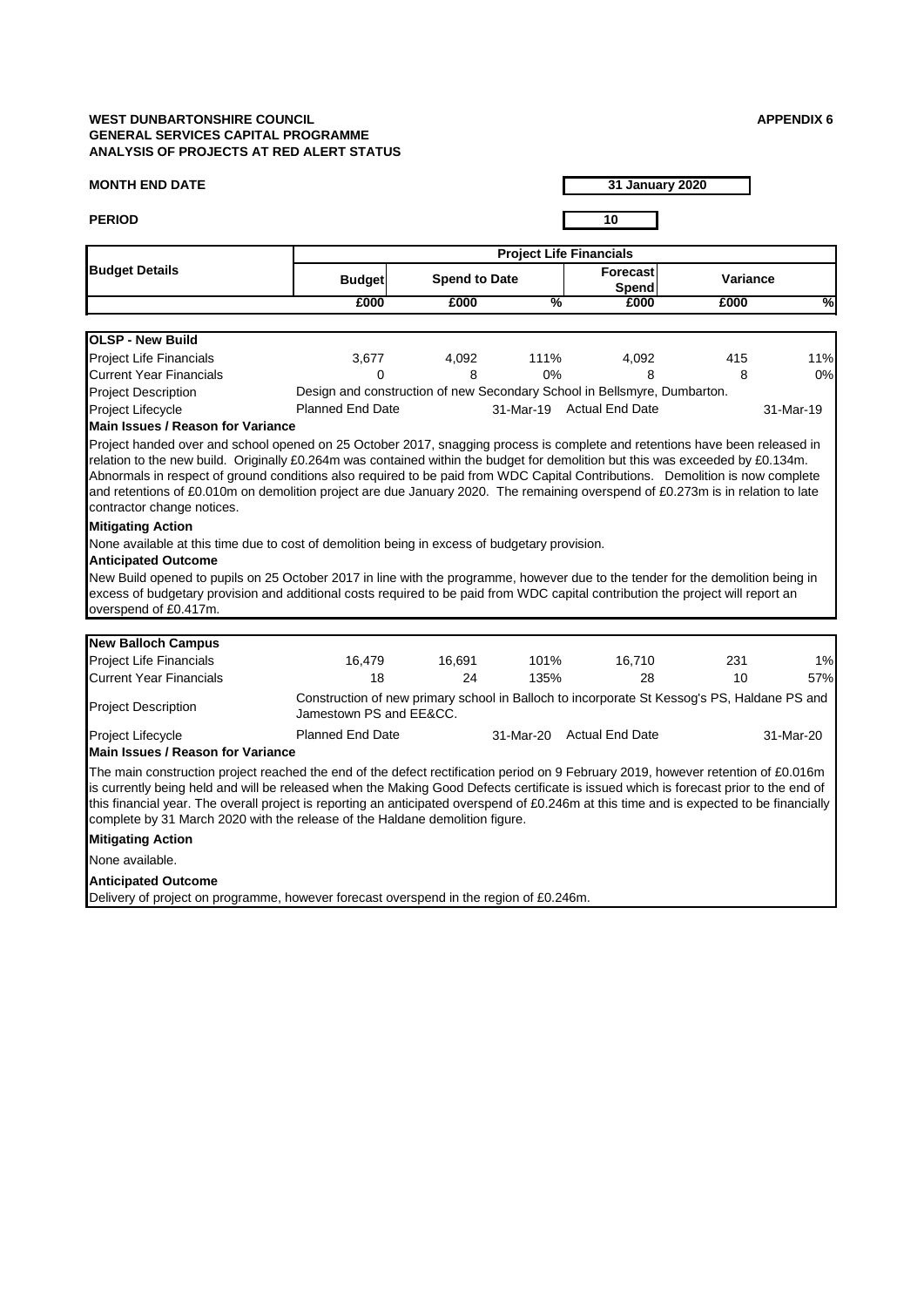**WEST DUNBARTONSHIRE COUNCIL**
**GENERAL SERVICES CAPITAL PROGRAMME**
**ANALYSIS OF PROJECTS AT RED ALERT STATUS**

**APPENDIX 6**

**MONTH END DATE** 31 January 2020

**PERIOD** 10

| Budget Details | Project Life Financials | | | | | |
|---|---|---|---|---|---|---|
| | Budget | Spend to Date | | Forecast Spend | Variance | |
| | £000 | £000 | % | £000 | £000 | % |
| **OLSP - New Build** | | | | | | |
| Project Life Financials | 3,677 | 4,092 | 111% | 4,092 | 415 | 11% |
| Current Year Financials | 0 | 8 | 0% | 8 | 8 | 0% |

Project Description: Design and construction of new Secondary School in Bellsmyre, Dumbarton.

Project Lifecycle: Planned End Date 31-Mar-19 Actual End Date 31-Mar-19

**Main Issues / Reason for Variance**

Project handed over and school opened on 25 October 2017, snagging process is complete and retentions have been released in relation to the new build. Originally £0.264m was contained within the budget for demolition but this was exceeded by £0.134m. Abnormals in respect of ground conditions also required to be paid from WDC Capital Contributions. Demolition is now complete and retentions of £0.010m on demolition project are due January 2020. The remaining overspend of £0.273m is in relation to late contractor change notices.

**Mitigating Action**

None available at this time due to cost of demolition being in excess of budgetary provision.

**Anticipated Outcome**

New Build opened to pupils on 25 October 2017 in line with the programme, however due to the tender for the demolition being in excess of budgetary provision and additional costs required to be paid from WDC capital contribution the project will report an overspend of £0.417m.

| | Budget | Spend to Date | % | Forecast Spend | Variance | % |
|---|---|---|---|---|---|---|
| **New Balloch Campus** | | | | | | |
| Project Life Financials | 16,479 | 16,691 | 101% | 16,710 | 231 | 1% |
| Current Year Financials | 18 | 24 | 135% | 28 | 10 | 57% |

Project Description: Construction of new primary school in Balloch to incorporate St Kessog's PS, Haldane PS and Jamestown PS and EE&CC.

Project Lifecycle: Planned End Date 31-Mar-20 Actual End Date 31-Mar-20

**Main Issues / Reason for Variance**

The main construction project reached the end of the defect rectification period on 9 February 2019, however retention of £0.016m is currently being held and will be released when the Making Good Defects certificate is issued which is forecast prior to the end of this financial year. The overall project is reporting an anticipated overspend of £0.246m at this time and is expected to be financially complete by 31 March 2020 with the release of the Haldane demolition figure.

**Mitigating Action**

None available.

**Anticipated Outcome**

Delivery of project on programme, however forecast overspend in the region of £0.246m.